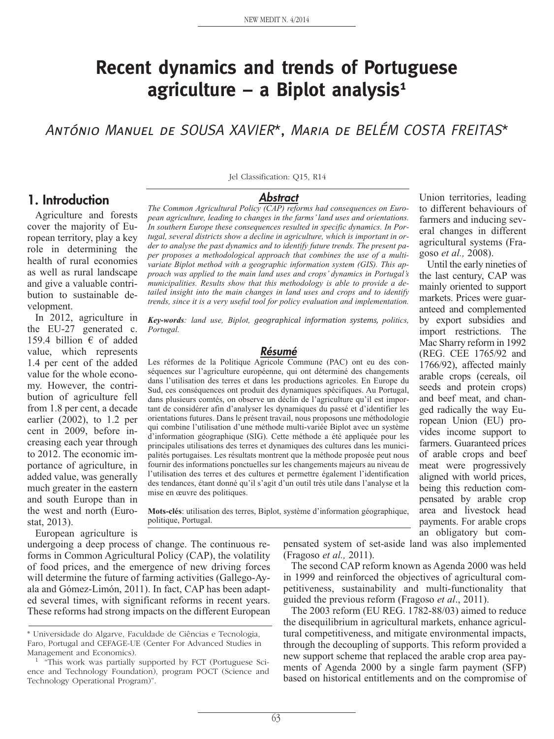# Recent dynamics and trends of Portuguese agriculture – a Biplot analysis[1]

*António Manuel de SOUSA XAVIER\*, Maria de BELÉM COSTA FREITAS\**

Jel Classification: Q15, R14

## *Abstract*

*The Common Agricultural Policy (CAP) reforms had consequences on European agriculture, leading to changes in the farms' land uses and orientations. In southern Europe these consequences resulted in specific dynamics. In Portugal, several districts show a decline in agriculture, which is important in order to analyse the past dynamics and to identify future trends. The present paper proposes a methodological approach that combines the use of a multivariate Biplot method with a geographic information system (GIS). This approach was applied to the main land uses and crops' dynamics in Portugal's municipalities. Results show that this methodology is able to provide a detailed insight into the main changes in land uses and crops and to identify trends, since it is a very useful tool for policy evaluation and implementation.*

***Key-words****: land use, Biplot, geographical information systems, politics, Portugal.*

## *Résumé*

Les réformes de la Politique Agricole Commune (PAC) ont eu des conséquences sur l'agriculture européenne, qui ont déterminé des changements dans l'utilisation des terres et dans les productions agricoles. En Europe du Sud, ces conséquences ont produit des dynamiques spécifiques. Au Portugal, dans plusieurs comtés, on observe un déclin de l'agriculture qu'il est important de considérer afin d'analyser les dynamiques du passé et d'identifier les orientations futures. Dans le présent travail, nous proposons une méthodologie qui combine l'utilisation d'une méthode multi-variée Biplot avec un système d'information géographique (SIG). Cette méthode a été appliquée pour les principales utilisations des terres et dynamiques des cultures dans les municipalités portugaises. Les résultats montrent que la méthode proposée peut nous fournir des informations ponctuelles sur les changements majeurs au niveau de l'utilisation des terres et des cultures et permettre également l'identification des tendances, étant donné qu'il s'agit d'un outil très utile dans l'analyse et la mise en œuvre des politiques.

**Mots-clés**: utilisation des terres, Biplot, système d'information géographique, politique, Portugal.

## 1. Introduction

Agriculture and forests cover the majority of European territory, play a key role in determining the health of rural economies as well as rural landscape and give a valuable contribution to sustainable development.

In 2012, agriculture in the EU-27 generated c. 159.4 billion € of added value, which represents 1.4 per cent of the added value for the whole economy. However, the contribution of agriculture fell from 1.8 per cent, a decade earlier (2002), to 1.2 per cent in 2009, before increasing each year through to 2012. The economic importance of agriculture, in added value, was generally much greater in the eastern and south Europe than in the west and north (Eurostat, 2013).

European agriculture is undergoing a deep process of change. The continuous reforms in Common Agricultural Policy (CAP), the volatility of food prices, and the emergence of new driving forces will determine the future of farming activities (Gallego-Ayala and Gómez-Limón, 2011). In fact, CAP has been adapted several times, with significant reforms in recent years. These reforms had strong impacts on the different European Union territories, leading to different behaviours of farmers and inducing several changes in different agricultural systems (Fragoso *et al.,* 2008).

Until the early nineties of the last century, CAP was mainly oriented to support markets. Prices were guaranteed and complemented by export subsidies and import restrictions. The Mac Sharry reform in 1992 (REG. CEE 1765/92 and 1766/92), affected mainly arable crops (cereals, oil seeds and protein crops) and beef meat, and changed radically the way European Union (EU) provides income support to farmers. Guaranteed prices of arable crops and beef meat were progressively aligned with world prices, being this reduction compensated by arable crop area and livestock head payments. For arable crops an obligatory but compensated system of set-aside land was also implemented (Fragoso *et al.,* 2011).

The second CAP reform known as Agenda 2000 was held in 1999 and reinforced the objectives of agricultural competitiveness, sustainability and multi-functionality that guided the previous reform (Fragoso *et al*., 2011).

The 2003 reform (EU REG. 1782-88/03) aimed to reduce the disequilibrium in agricultural markets, enhance agricultural competitiveness, and mitigate environmental impacts, through the decoupling of supports. This reform provided a new support scheme that replaced the arable crop area payments of Agenda 2000 by a single farm payment (SFP) based on historical entitlements and on the compromise of

---

\* Universidade do Algarve, Faculdade de Ciências e Tecnologia, Faro, Portugal and CEFAGE-UE (Center For Advanced Studies in Management and Economics).

[1] "This work was partially supported by FCT (Portuguese Science and Technology Foundation), program POCT (Science and Technology Operational Program)".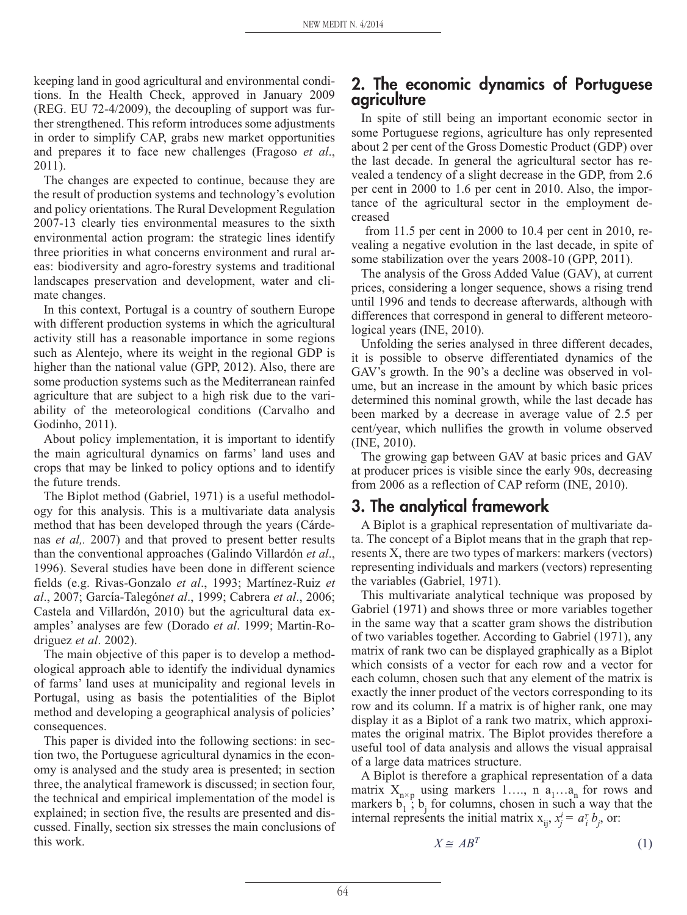keeping land in good agricultural and environmental conditions. In the Health Check, approved in January 2009 (REG. EU 72-4/2009), the decoupling of support was further strengthened. This reform introduces some adjustments in order to simplify CAP, grabs new market opportunities and prepares it to face new challenges (Fragoso *et al*., 2011).

The changes are expected to continue, because they are the result of production systems and technology's evolution and policy orientations. The Rural Development Regulation 2007-13 clearly ties environmental measures to the sixth environmental action program: the strategic lines identify three priorities in what concerns environment and rural areas: biodiversity and agro-forestry systems and traditional landscapes preservation and development, water and climate changes.

In this context, Portugal is a country of southern Europe with different production systems in which the agricultural activity still has a reasonable importance in some regions such as Alentejo, where its weight in the regional GDP is higher than the national value (GPP, 2012). Also, there are some production systems such as the Mediterranean rainfed agriculture that are subject to a high risk due to the variability of the meteorological conditions (Carvalho and Godinho, 2011).

About policy implementation, it is important to identify the main agricultural dynamics on farms' land uses and crops that may be linked to policy options and to identify the future trends.

The Biplot method (Gabriel, 1971) is a useful methodology for this analysis. This is a multivariate data analysis method that has been developed through the years (Cárdenas *et al,.* 2007) and that proved to present better results than the conventional approaches (Galindo Villardón *et al*., 1996). Several studies have been done in different science fields (e.g. Rivas-Gonzalo *et al*., 1993; Martínez-Ruiz *et al*., 2007; García-Talegón*et al*., 1999; Cabrera *et al*., 2006; Castela and Villardón, 2010) but the agricultural data examples' analyses are few (Dorado *et al*. 1999; Martin-Rodriguez *et al*. 2002).

The main objective of this paper is to develop a methodological approach able to identify the individual dynamics of farms' land uses at municipality and regional levels in Portugal, using as basis the potentialities of the Biplot method and developing a geographical analysis of policies' consequences.

This paper is divided into the following sections: in section two, the Portuguese agricultural dynamics in the economy is analysed and the study area is presented; in section three, the analytical framework is discussed; in section four, the technical and empirical implementation of the model is explained; in section five, the results are presented and discussed. Finally, section six stresses the main conclusions of this work.

## 2. The economic dynamics of Portuguese agriculture

In spite of still being an important economic sector in some Portuguese regions, agriculture has only represented about 2 per cent of the Gross Domestic Product (GDP) over the last decade. In general the agricultural sector has revealed a tendency of a slight decrease in the GDP, from 2.6 per cent in 2000 to 1.6 per cent in 2010. Also, the importance of the agricultural sector in the employment decreased from 11.5 per cent in 2000 to 10.4 per cent in 2010, revealing a negative evolution in the last decade, in spite of some stabilization over the years 2008-10 (GPP, 2011).

The analysis of the Gross Added Value (GAV), at current prices, considering a longer sequence, shows a rising trend until 1996 and tends to decrease afterwards, although with differences that correspond in general to different meteorological years (INE, 2010).

Unfolding the series analysed in three different decades, it is possible to observe differentiated dynamics of the GAV's growth. In the 90's a decline was observed in volume, but an increase in the amount by which basic prices determined this nominal growth, while the last decade has been marked by a decrease in average value of 2.5 per cent/year, which nullifies the growth in volume observed (INE, 2010).

The growing gap between GAV at basic prices and GAV at producer prices is visible since the early 90s, decreasing from 2006 as a reflection of CAP reform (INE, 2010).

## 3. The analytical framework

A Biplot is a graphical representation of multivariate data. The concept of a Biplot means that in the graph that represents X, there are two types of markers: markers (vectors) representing individuals and markers (vectors) representing the variables (Gabriel, 1971).

This multivariate analytical technique was proposed by Gabriel (1971) and shows three or more variables together in the same way that a scatter gram shows the distribution of two variables together. According to Gabriel (1971), any matrix of rank two can be displayed graphically as a Biplot which consists of a vector for each row and a vector for each column, chosen such that any element of the matrix is exactly the inner product of the vectors corresponding to its row and its column. If a matrix is of higher rank, one may display it as a Biplot of a rank two matrix, which approximates the original matrix. The Biplot provides therefore a useful tool of data analysis and allows the visual appraisal of a large data matrices structure.

A Biplot is therefore a graphical representation of a data matrix $X_{n \times p}$ using markers 1…., n $a_1 \ldots a_n$ for rows and markers $b_1$ ; $b_j$ for columns, chosen in such a way that the internal represents the initial matrix $x_{ij}$, $x_j^i = a_i^T b_j$, or:

$$X \cong AB^T \tag{1}$$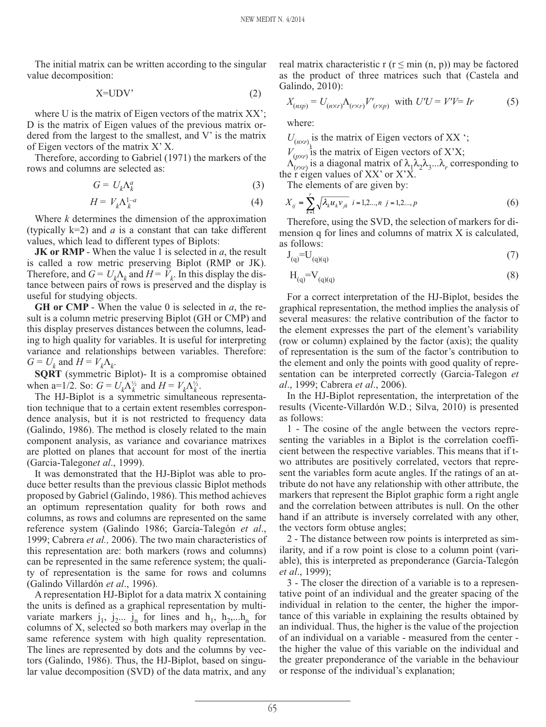The initial matrix can be written according to the singular value decomposition:

$$X=UDV' \tag{2}$$

where U is the matrix of Eigen vectors of the matrix XX'; D is the matrix of Eigen values of the previous matrix ordered from the largest to the smallest, and V' is the matrix of Eigen vectors of the matrix X' X.

Therefore, according to Gabriel (1971) the markers of the rows and columns are selected as:

$$G = U_k \Lambda_k^a \tag{3}$$

$$H = V_k \Lambda_k^{1-a} \tag{4}$$

Where *k* determines the dimension of the approximation (typically k=2) and *a* is a constant that can take different values, which lead to different types of Biplots:

**JK or RMP** - When the value 1 is selected in *a*, the result is called a row metric preserving Biplot (RMP or JK). Therefore, and $G = U_k\Lambda_k$ and $H = V_k$. In this display the distance between pairs of rows is preserved and the display is useful for studying objects.

**GH or CMP** - When the value 0 is selected in *a*, the result is a column metric preserving Biplot (GH or CMP) and this display preserves distances between the columns, leading to high quality for variables. It is useful for interpreting variance and relationships between variables. Therefore: $G = U_k$ and $H = V_k\Lambda_k$.

**SQRT** (symmetric Biplot)- It is a compromise obtained when a=1/2. So: $G = U_k\Lambda_k^{1/2}$ and $H = V_k\Lambda_k^{1/2}$.

The HJ-Biplot is a symmetric simultaneous representation technique that to a certain extent resembles correspondence analysis, but it is not restricted to frequency data (Galindo, 1986). The method is closely related to the main component analysis, as variance and covariance matrixes are plotted on planes that account for most of the inertia (Garcia-Talegon*et al*., 1999).

It was demonstrated that the HJ-Biplot was able to produce better results than the previous classic Biplot methods proposed by Gabriel (Galindo, 1986). This method achieves an optimum representation quality for both rows and columns, as rows and columns are represented on the same reference system (Galindo 1986; García-Talegón *et al*., 1999; Cabrera *et al.,* 2006). The two main characteristics of this representation are: both markers (rows and columns) can be represented in the same reference system; the quality of representation is the same for rows and columns (Galindo Villardón *et al*., 1996).

A representation HJ-Biplot for a data matrix X containing the units is defined as a graphical representation by multivariate markers $j_1$, $j_2$... $j_n$ for lines and $h_1$, $h_2$,...$h_n$ for columns of X, selected so both markers may overlap in the same reference system with high quality representation. The lines are represented by dots and the columns by vectors (Galindo, 1986). Thus, the HJ-Biplot, based on singular value decomposition (SVD) of the data matrix, and any real matrix characteristic r (r ≤ min (n, p)) may be factored as the product of three matrices such that (Castela and Galindo, 2010):

$$X_{(nxp)} = U_{(n\times r)}\Lambda_{(r\times r)}V'_{(r\times p)} \text{ with } U'U = V'V= Ir \tag{5}$$

where:

$U_{(n\times r)}$ is the matrix of Eigen vectors of XX ';

$V_{(p\times r)}$ is the matrix of Eigen vectors of X'X;

$\Lambda_{(r\times r)}$ is a diagonal matrix of $\lambda_1\lambda_2\lambda_3...\lambda_r$ corresponding to the r eigen values of XX' or X'X.

The elements of are given by:

$$X_{ij} = \sum_{k=1}^{r} \sqrt{\lambda_k u_k v_{jk}} \quad i=1,2...,n \quad j=1,2...,p \tag{6}$$

Therefore, using the SVD, the selection of markers for dimension q for lines and columns of matrix X is calculated, as follows:

$$J_{(q)}=U_{(q)(q)} \tag{7}$$

$$H_{(q)}=V_{(q)(q)} \tag{8}$$

For a correct interpretation of the HJ-Biplot, besides the graphical representation, the method implies the analysis of several measures: the relative contribution of the factor to the element expresses the part of the element's variability (row or column) explained by the factor (axis); the quality of representation is the sum of the factor's contribution to the element and only the points with good quality of representation can be interpreted correctly (Garcia-Talegon *et al*., 1999; Cabrera *et al*., 2006).

In the HJ-Biplot representation, the interpretation of the results (Vicente-Villardón W.D.; Silva, 2010) is presented as follows:

1 - The cosine of the angle between the vectors representing the variables in a Biplot is the correlation coefficient between the respective variables. This means that if two attributes are positively correlated, vectors that represent the variables form acute angles. If the ratings of an attribute do not have any relationship with other attribute, the markers that represent the Biplot graphic form a right angle and the correlation between attributes is null. On the other hand if an attribute is inversely correlated with any other, the vectors form obtuse angles;

2 - The distance between row points is interpreted as similarity, and if a row point is close to a column point (variable), this is interpreted as preponderance (García-Talegón *et al*., 1999);

3 - The closer the direction of a variable is to a representative point of an individual and the greater spacing of the individual in relation to the center, the higher the importance of this variable in explaining the results obtained by an individual. Thus, the higher is the value of the projection of an individual on a variable - measured from the center - the higher the value of this variable on the individual and the greater preponderance of the variable in the behaviour or response of the individual's explanation;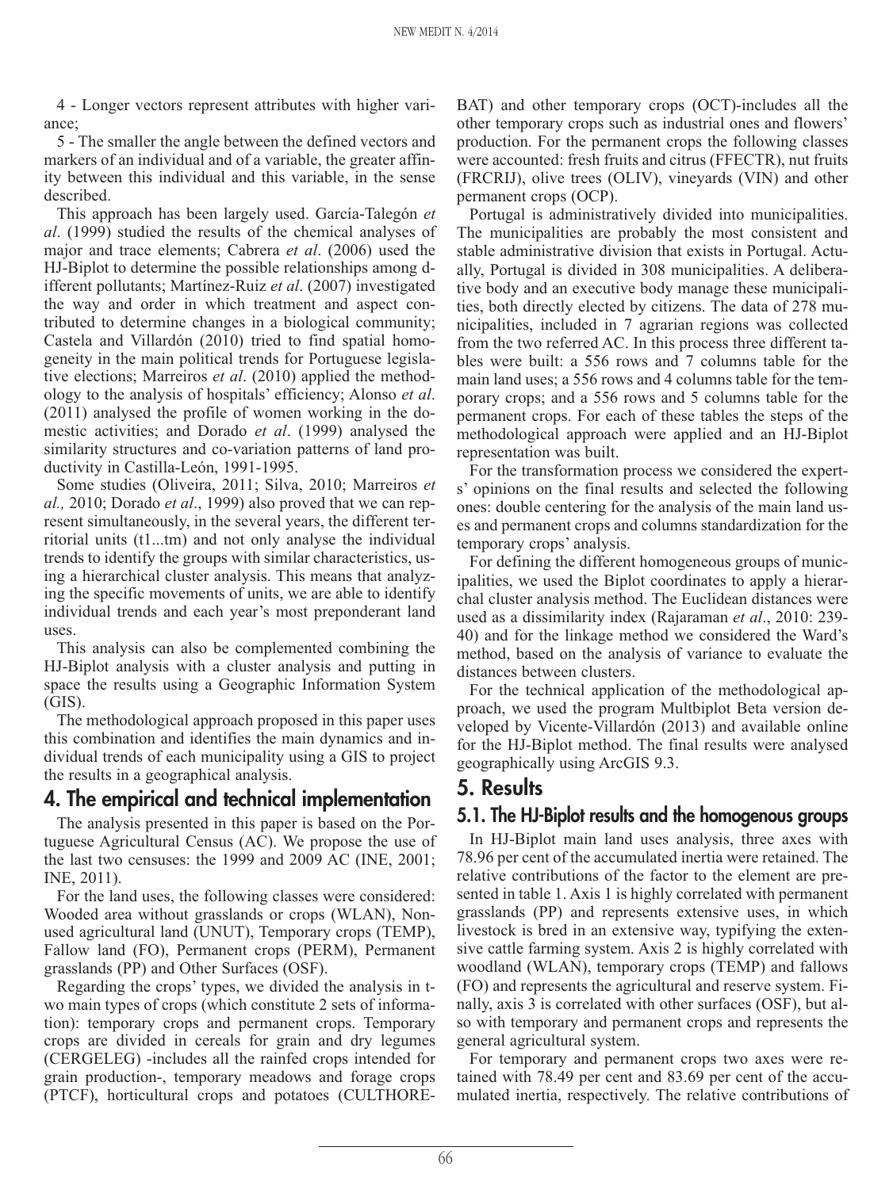4 - Longer vectors represent attributes with higher variance;

5 - The smaller the angle between the defined vectors and markers of an individual and of a variable, the greater affinity between this individual and this variable, in the sense described.

This approach has been largely used. García-Talegón *et al*. (1999) studied the results of the chemical analyses of major and trace elements; Cabrera *et al*. (2006) used the HJ-Biplot to determine the possible relationships among different pollutants; Martínez-Ruiz *et al*. (2007) investigated the way and order in which treatment and aspect contributed to determine changes in a biological community; Castela and Villardón (2010) tried to find spatial homogeneity in the main political trends for Portuguese legislative elections; Marreiros *et al*. (2010) applied the methodology to the analysis of hospitals' efficiency; Alonso *et al*. (2011) analysed the profile of women working in the domestic activities; and Dorado *et al*. (1999) analysed the similarity structures and co-variation patterns of land productivity in Castilla-León, 1991-1995.

Some studies (Oliveira, 2011; Silva, 2010; Marreiros *et al.,* 2010; Dorado *et al*., 1999) also proved that we can represent simultaneously, in the several years, the different territorial units (t1...tm) and not only analyse the individual trends to identify the groups with similar characteristics, using a hierarchical cluster analysis. This means that analyzing the specific movements of units, we are able to identify individual trends and each year's most preponderant land uses.

This analysis can also be complemented combining the HJ-Biplot analysis with a cluster analysis and putting in space the results using a Geographic Information System (GIS).

The methodological approach proposed in this paper uses this combination and identifies the main dynamics and individual trends of each municipality using a GIS to project the results in a geographical analysis.

## 4. The empirical and technical implementation

The analysis presented in this paper is based on the Portuguese Agricultural Census (AC). We propose the use of the last two censuses: the 1999 and 2009 AC (INE, 2001; INE, 2011).

For the land uses, the following classes were considered: Wooded area without grasslands or crops (WLAN), Non-used agricultural land (UNUT), Temporary crops (TEMP), Fallow land (FO), Permanent crops (PERM), Permanent grasslands (PP) and Other Surfaces (OSF).

Regarding the crops' types, we divided the analysis in two main types of crops (which constitute 2 sets of information): temporary crops and permanent crops. Temporary crops are divided in cereals for grain and dry legumes (CERGELEG) -includes all the rainfed crops intended for grain production-, temporary meadows and forage crops (PTCF), horticultural crops and potatoes (CULTHOREBAT) and other temporary crops (OCT)-includes all the other temporary crops such as industrial ones and flowers' production. For the permanent crops the following classes were accounted: fresh fruits and citrus (FFECTR), nut fruits (FRCRIJ), olive trees (OLIV), vineyards (VIN) and other permanent crops (OCP).

Portugal is administratively divided into municipalities. The municipalities are probably the most consistent and stable administrative division that exists in Portugal. Actually, Portugal is divided in 308 municipalities. A deliberative body and an executive body manage these municipalities, both directly elected by citizens. The data of 278 municipalities, included in 7 agrarian regions was collected from the two referred AC. In this process three different tables were built: a 556 rows and 7 columns table for the main land uses; a 556 rows and 4 columns table for the temporary crops; and a 556 rows and 5 columns table for the permanent crops. For each of these tables the steps of the methodological approach were applied and an HJ-Biplot representation was built.

For the transformation process we considered the experts' opinions on the final results and selected the following ones: double centering for the analysis of the main land uses and permanent crops and columns standardization for the temporary crops' analysis.

For defining the different homogeneous groups of municipalities, we used the Biplot coordinates to apply a hierarchal cluster analysis method. The Euclidean distances were used as a dissimilarity index (Rajaraman *et al*., 2010: 239-40) and for the linkage method we considered the Ward's method, based on the analysis of variance to evaluate the distances between clusters.

For the technical application of the methodological approach, we used the program Multbiplot Beta version developed by Vicente-Villardón (2013) and available online for the HJ-Biplot method. The final results were analysed geographically using ArcGIS 9.3.

## 5. Results

### 5.1. The HJ-Biplot results and the homogenous groups

In HJ-Biplot main land uses analysis, three axes with 78.96 per cent of the accumulated inertia were retained. The relative contributions of the factor to the element are presented in table 1. Axis 1 is highly correlated with permanent grasslands (PP) and represents extensive uses, in which livestock is bred in an extensive way, typifying the extensive cattle farming system. Axis 2 is highly correlated with woodland (WLAN), temporary crops (TEMP) and fallows (FO) and represents the agricultural and reserve system. Finally, axis 3 is correlated with other surfaces (OSF), but also with temporary and permanent crops and represents the general agricultural system.

For temporary and permanent crops two axes were retained with 78.49 per cent and 83.69 per cent of the accumulated inertia, respectively. The relative contributions of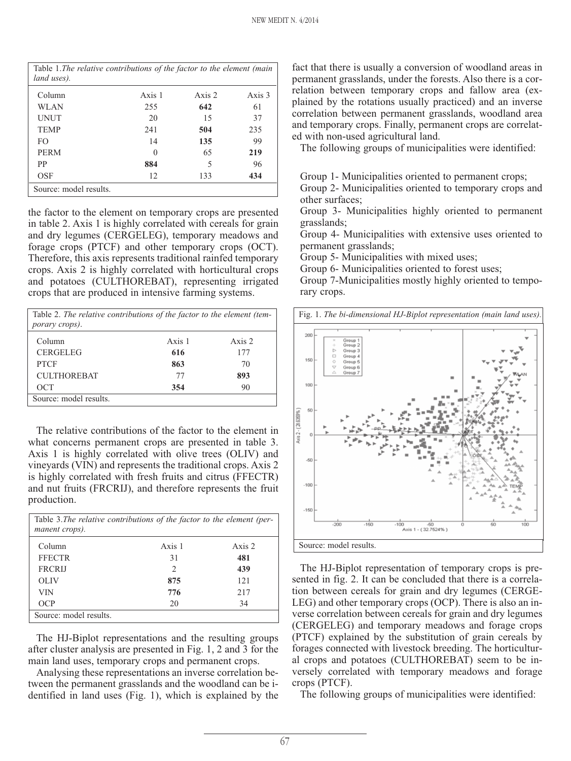Table 1. *The relative contributions of the factor to the element (main land uses).*

| Column | Axis 1 | Axis 2 | Axis 3 |
|---|---|---|---|
| WLAN | 255 | **642** | 61 |
| UNUT | 20 | 15 | 37 |
| TEMP | 241 | **504** | 235 |
| FO | 14 | **135** | 99 |
| PERM | 0 | 65 | **219** |
| PP | **884** | 5 | 96 |
| OSF | 12 | 133 | **434** |

Source: model results.

the factor to the element on temporary crops are presented in table 2. Axis 1 is highly correlated with cereals for grain and dry legumes (CERGELEG), temporary meadows and forage crops (PTCF) and other temporary crops (OCT). Therefore, this axis represents traditional rainfed temporary crops. Axis 2 is highly correlated with horticultural crops and potatoes (CULTHOREBAT), representing irrigated crops that are produced in intensive farming systems.

Table 2. *The relative contributions of the factor to the element (temporary crops).*

| Column | Axis 1 | Axis 2 |
|---|---|---|
| CERGELEG | **616** | 177 |
| PTCF | **863** | 70 |
| CULTHOREBAT | 77 | **893** |
| OCT | **354** | 90 |

Source: model results.

The relative contributions of the factor to the element in what concerns permanent crops are presented in table 3. Axis 1 is highly correlated with olive trees (OLIV) and vineyards (VIN) and represents the traditional crops. Axis 2 is highly correlated with fresh fruits and citrus (FFECTR) and nut fruits (FRCRIJ), and therefore represents the fruit production.

Table 3. *The relative contributions of the factor to the element (permanent crops).*

| Column | Axis 1 | Axis 2 |
|---|---|---|
| FFECTR | 31 | **481** |
| FRCRIJ | 2 | **439** |
| OLIV | **875** | 121 |
| VIN | **776** | 217 |
| OCP | 20 | 34 |

Source: model results.

The HJ-Biplot representations and the resulting groups after cluster analysis are presented in Fig. 1, 2 and 3 for the main land uses, temporary crops and permanent crops.

Analysing these representations an inverse correlation between the permanent grasslands and the woodland can be identified in land uses (Fig. 1), which is explained by the fact that there is usually a conversion of woodland areas in permanent grasslands, under the forests. Also there is a correlation between temporary crops and fallow area (explained by the rotations usually practiced) and an inverse correlation between permanent grasslands, woodland area and temporary crops. Finally, permanent crops are correlated with non-used agricultural land.

The following groups of municipalities were identified:

Group 1- Municipalities oriented to permanent crops;
Group 2- Municipalities oriented to temporary crops and other surfaces;
Group 3- Municipalities highly oriented to permanent grasslands;
Group 4- Municipalities with extensive uses oriented to permanent grasslands;
Group 5- Municipalities with mixed uses;
Group 6- Municipalities oriented to forest uses;
Group 7-Municipalities mostly highly oriented to temporary crops.

Fig. 1. *The bi-dimensional HJ-Biplot representation (main land uses).*

Source: model results.

The HJ-Biplot representation of temporary crops is presented in fig. 2. It can be concluded that there is a correlation between cereals for grain and dry legumes (CERGELEG) and other temporary crops (OCP). There is also an inverse correlation between cereals for grain and dry legumes (CERGELEG) and temporary meadows and forage crops (PTCF) explained by the substitution of grain cereals by forages connected with livestock breeding. The horticultural crops and potatoes (CULTHOREBAT) seem to be inversely correlated with temporary meadows and forage crops (PTCF).

The following groups of municipalities were identified: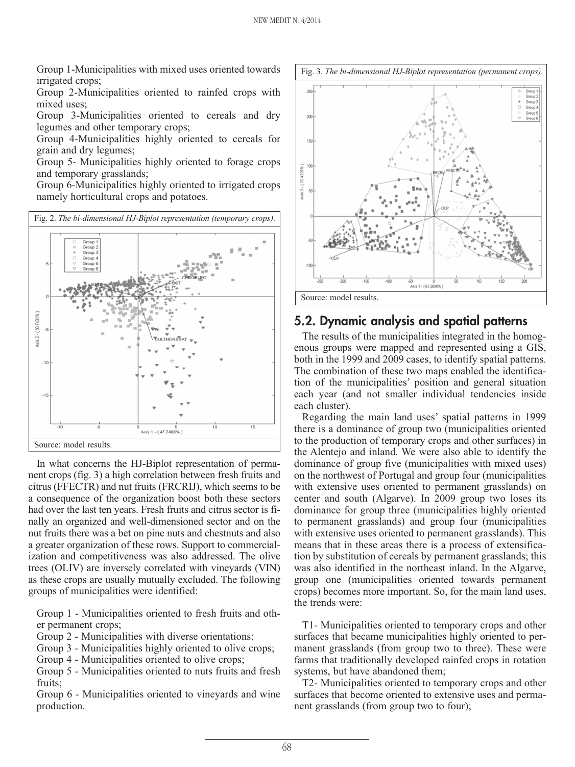Group 1-Municipalities with mixed uses oriented towards irrigated crops;

Group 2-Municipalities oriented to rainfed crops with mixed uses;

Group 3-Municipalities oriented to cereals and dry legumes and other temporary crops;

Group 4-Municipalities highly oriented to cereals for grain and dry legumes;

Group 5- Municipalities highly oriented to forage crops and temporary grasslands;

Group 6-Municipalities highly oriented to irrigated crops namely horticultural crops and potatoes.

Fig. 2. *The bi-dimensional HJ-Biplot representation (temporary crops).*

Source: model results.

In what concerns the HJ-Biplot representation of permanent crops (fig. 3) a high correlation between fresh fruits and citrus (FFECTR) and nut fruits (FRCRIJ), which seems to be a consequence of the organization boost both these sectors had over the last ten years. Fresh fruits and citrus sector is finally an organized and well-dimensioned sector and on the nut fruits there was a bet on pine nuts and chestnuts and also a greater organization of these rows. Support to commercialization and competitiveness was also addressed. The olive trees (OLIV) are inversely correlated with vineyards (VIN) as these crops are usually mutually excluded. The following groups of municipalities were identified:

Group 1 - Municipalities oriented to fresh fruits and other permanent crops;

Group 2 - Municipalities with diverse orientations;

Group 3 - Municipalities highly oriented to olive crops;

Group 4 - Municipalities oriented to olive crops;

Group 5 - Municipalities oriented to nuts fruits and fresh fruits;

Group 6 - Municipalities oriented to vineyards and wine production.

Fig. 3. *The bi-dimensional HJ-Biplot representation (permanent crops).*

Source: model results.

## 5.2. Dynamic analysis and spatial patterns

The results of the municipalities integrated in the homogenous groups were mapped and represented using a GIS, both in the 1999 and 2009 cases, to identify spatial patterns. The combination of these two maps enabled the identification of the municipalities' position and general situation each year (and not smaller individual tendencies inside each cluster).

Regarding the main land uses' spatial patterns in 1999 there is a dominance of group two (municipalities oriented to the production of temporary crops and other surfaces) in the Alentejo and inland. We were also able to identify the dominance of group five (municipalities with mixed uses) on the northwest of Portugal and group four (municipalities with extensive uses oriented to permanent grasslands) on center and south (Algarve). In 2009 group two loses its dominance for group three (municipalities highly oriented to permanent grasslands) and group four (municipalities with extensive uses oriented to permanent grasslands). This means that in these areas there is a process of extensification by substitution of cereals by permanent grasslands; this was also identified in the northeast inland. In the Algarve, group one (municipalities oriented towards permanent crops) becomes more important. So, for the main land uses, the trends were:

T1- Municipalities oriented to temporary crops and other surfaces that became municipalities highly oriented to permanent grasslands (from group two to three). These were farms that traditionally developed rainfed crops in rotation systems, but have abandoned them;

T2- Municipalities oriented to temporary crops and other surfaces that become oriented to extensive uses and permanent grasslands (from group two to four);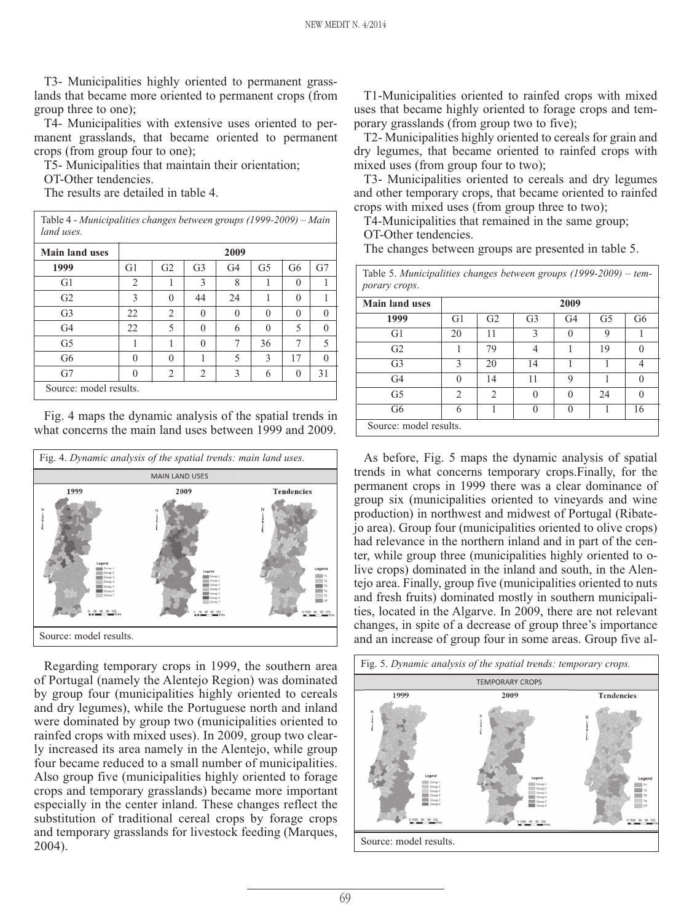T3- Municipalities highly oriented to permanent grasslands that became more oriented to permanent crops (from group three to one);

T4- Municipalities with extensive uses oriented to permanent grasslands, that became oriented to permanent crops (from group four to one);

T5- Municipalities that maintain their orientation;

OT-Other tendencies.

The results are detailed in table 4.

Table 4 - *Municipalities changes between groups (1999-2009) – Main land uses.*

| Main land uses | 2009 | | | | | | |
|---|---|---|---|---|---|---|---|
| 1999 | G1 | G2 | G3 | G4 | G5 | G6 | G7 |
| G1 | 2 | 1 | 3 | 8 | 1 | 0 | 1 |
| G2 | 3 | 0 | 44 | 24 | 1 | 0 | 1 |
| G3 | 22 | 2 | 0 | 0 | 0 | 0 | 0 |
| G4 | 22 | 5 | 0 | 6 | 0 | 5 | 0 |
| G5 | 1 | 1 | 0 | 7 | 36 | 7 | 5 |
| G6 | 0 | 0 | 1 | 5 | 3 | 17 | 0 |
| G7 | 0 | 2 | 2 | 3 | 6 | 0 | 31 |

Source: model results.

Fig. 4 maps the dynamic analysis of the spatial trends in what concerns the main land uses between 1999 and 2009.

Fig. 4. *Dynamic analysis of the spatial trends: main land uses.*

Source: model results.

Regarding temporary crops in 1999, the southern area of Portugal (namely the Alentejo Region) was dominated by group four (municipalities highly oriented to cereals and dry legumes), while the Portuguese north and inland were dominated by group two (municipalities oriented to rainfed crops with mixed uses). In 2009, group two clearly increased its area namely in the Alentejo, while group four became reduced to a small number of municipalities. Also group five (municipalities highly oriented to forage crops and temporary grasslands) became more important especially in the center inland. These changes reflect the substitution of traditional cereal crops by forage crops and temporary grasslands for livestock feeding (Marques, 2004).

T1-Municipalities oriented to rainfed crops with mixed uses that became highly oriented to forage crops and temporary grasslands (from group two to five);

T2- Municipalities highly oriented to cereals for grain and dry legumes, that became oriented to rainfed crops with mixed uses (from group four to two);

T3- Municipalities oriented to cereals and dry legumes and other temporary crops, that became oriented to rainfed crops with mixed uses (from group three to two);

T4-Municipalities that remained in the same group;

OT-Other tendencies.

The changes between groups are presented in table 5.

Table 5. *Municipalities changes between groups (1999-2009) – temporary crops.*

| Main land uses | 2009 | | | | | |
|---|---|---|---|---|---|---|
| 1999 | G1 | G2 | G3 | G4 | G5 | G6 |
| G1 | 20 | 11 | 3 | 0 | 9 | 1 |
| G2 | 1 | 79 | 4 | 1 | 19 | 0 |
| G3 | 3 | 20 | 14 | 1 | 1 | 4 |
| G4 | 0 | 14 | 11 | 9 | 1 | 0 |
| G5 | 2 | 2 | 0 | 0 | 24 | 0 |
| G6 | 6 | 1 | 0 | 0 | 1 | 16 |

Source: model results.

As before, Fig. 5 maps the dynamic analysis of spatial trends in what concerns temporary crops.Finally, for the permanent crops in 1999 there was a clear dominance of group six (municipalities oriented to vineyards and wine production) in northwest and midwest of Portugal (Ribatejo area). Group four (municipalities oriented to olive crops) had relevance in the northern inland and in part of the center, while group three (municipalities highly oriented to olive crops) dominated in the inland and south, in the Alentejo area. Finally, group five (municipalities oriented to nuts and fresh fruits) dominated mostly in southern municipalities, located in the Algarve. In 2009, there are not relevant changes, in spite of a decrease of group three's importance and an increase of group four in some areas. Group five al-

Fig. 5. *Dynamic analysis of the spatial trends: temporary crops.*

Source: model results.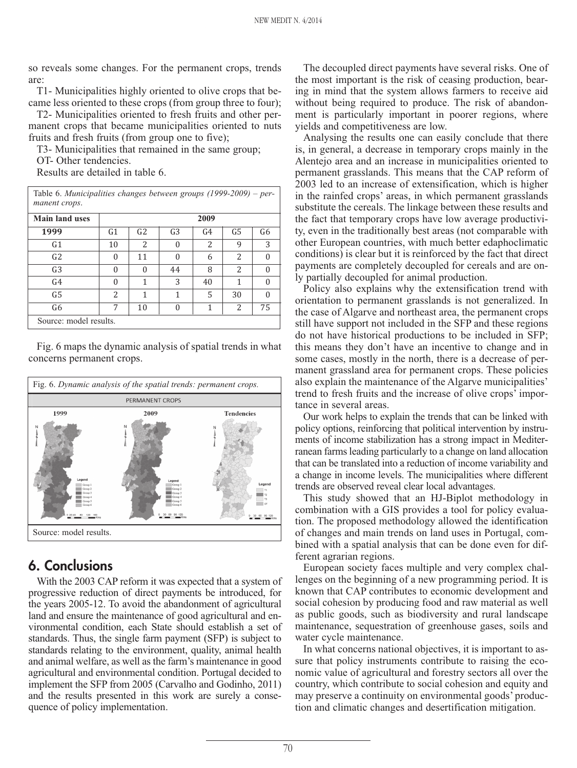so reveals some changes. For the permanent crops, trends are:

T1- Municipalities highly oriented to olive crops that became less oriented to these crops (from group three to four);

T2- Municipalities oriented to fresh fruits and other permanent crops that became municipalities oriented to nuts fruits and fresh fruits (from group one to five);

T3- Municipalities that remained in the same group;

OT- Other tendencies.

Results are detailed in table 6.

Table 6. *Municipalities changes between groups (1999-2009) – permanent crops.*

| Main land uses | 2009 | | | | | |
|---|---|---|---|---|---|---|
| 1999 | G1 | G2 | G3 | G4 | G5 | G6 |
| G1 | 10 | 2 | 0 | 2 | 9 | 3 |
| G2 | 0 | 11 | 0 | 6 | 2 | 0 |
| G3 | 0 | 0 | 44 | 8 | 2 | 0 |
| G4 | 0 | 1 | 3 | 40 | 1 | 0 |
| G5 | 2 | 1 | 1 | 5 | 30 | 0 |
| G6 | 7 | 10 | 0 | 1 | 2 | 75 |

Source: model results.

Fig. 6 maps the dynamic analysis of spatial trends in what concerns permanent crops.

Fig. 6. *Dynamic analysis of the spatial trends: permanent crops.*

Source: model results.

## 6. Conclusions

With the 2003 CAP reform it was expected that a system of progressive reduction of direct payments be introduced, for the years 2005-12. To avoid the abandonment of agricultural land and ensure the maintenance of good agricultural and environmental condition, each State should establish a set of standards. Thus, the single farm payment (SFP) is subject to standards relating to the environment, quality, animal health and animal welfare, as well as the farm's maintenance in good agricultural and environmental condition. Portugal decided to implement the SFP from 2005 (Carvalho and Godinho, 2011) and the results presented in this work are surely a consequence of policy implementation.

The decoupled direct payments have several risks. One of the most important is the risk of ceasing production, bearing in mind that the system allows farmers to receive aid without being required to produce. The risk of abandonment is particularly important in poorer regions, where yields and competitiveness are low.

Analysing the results one can easily conclude that there is, in general, a decrease in temporary crops mainly in the Alentejo area and an increase in municipalities oriented to permanent grasslands. This means that the CAP reform of 2003 led to an increase of extensification, which is higher in the rainfed crops' areas, in which permanent grasslands substitute the cereals. The linkage between these results and the fact that temporary crops have low average productivity, even in the traditionally best areas (not comparable with other European countries, with much better edaphoclimatic conditions) is clear but it is reinforced by the fact that direct payments are completely decoupled for cereals and are only partially decoupled for animal production.

Policy also explains why the extensification trend with orientation to permanent grasslands is not generalized. In the case of Algarve and northeast area, the permanent crops still have support not included in the SFP and these regions do not have historical productions to be included in SFP; this means they don't have an incentive to change and in some cases, mostly in the north, there is a decrease of permanent grassland area for permanent crops. These policies also explain the maintenance of the Algarve municipalities' trend to fresh fruits and the increase of olive crops' importance in several areas.

Our work helps to explain the trends that can be linked with policy options, reinforcing that political intervention by instruments of income stabilization has a strong impact in Mediterranean farms leading particularly to a change on land allocation that can be translated into a reduction of income variability and a change in income levels. The municipalities where different trends are observed reveal clear local advantages.

This study showed that an HJ-Biplot methodology in combination with a GIS provides a tool for policy evaluation. The proposed methodology allowed the identification of changes and main trends on land uses in Portugal, combined with a spatial analysis that can be done even for different agrarian regions.

European society faces multiple and very complex challenges on the beginning of a new programming period. It is known that CAP contributes to economic development and social cohesion by producing food and raw material as well as public goods, such as biodiversity and rural landscape maintenance, sequestration of greenhouse gases, soils and water cycle maintenance.

In what concerns national objectives, it is important to assure that policy instruments contribute to raising the economic value of agricultural and forestry sectors all over the country, which contribute to social cohesion and equity and may preserve a continuity on environmental goods' production and climatic changes and desertification mitigation.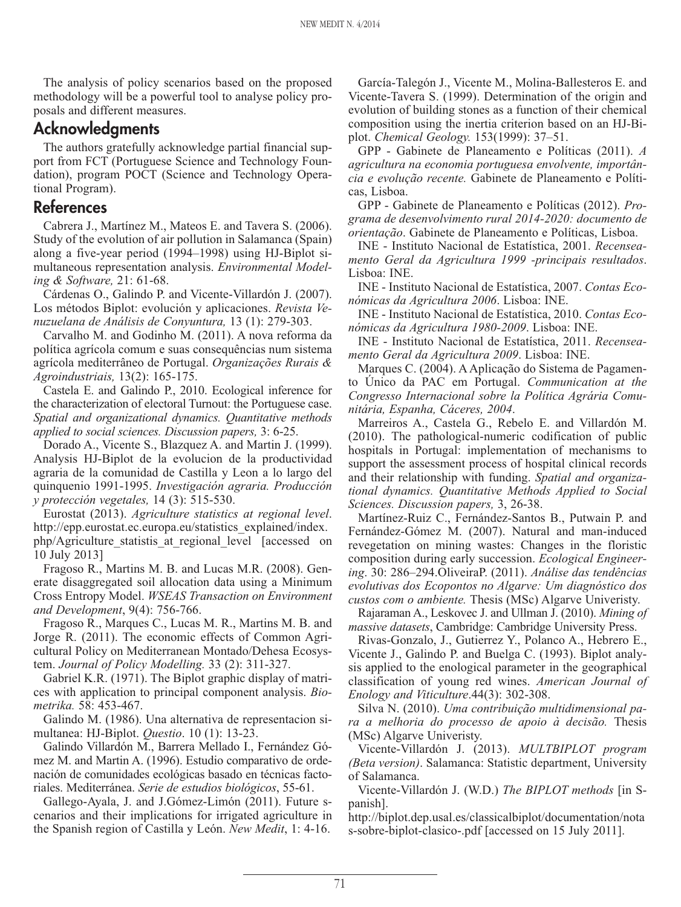The analysis of policy scenarios based on the proposed methodology will be a powerful tool to analyse policy proposals and different measures.

## Acknowledgments

The authors gratefully acknowledge partial financial support from FCT (Portuguese Science and Technology Foundation), program POCT (Science and Technology Operational Program).

## References

Cabrera J., Martínez M., Mateos E. and Tavera S. (2006). Study of the evolution of air pollution in Salamanca (Spain) along a five-year period (1994–1998) using HJ-Biplot simultaneous representation analysis. *Environmental Modeling & Software,* 21: 61-68.

Cárdenas O., Galindo P. and Vicente-Villardón J. (2007). Los métodos Biplot: evolución y aplicaciones. *Revista Venuzuelana de Análisis de Conyuntura,* 13 (1): 279-303.

Carvalho M. and Godinho M. (2011). A nova reforma da política agrícola comum e suas consequências num sistema agrícola mediterrâneo de Portugal. *Organizações Rurais & Agroindustriais,* 13(2): 165-175.

Castela E. and Galindo P., 2010. Ecological inference for the characterization of electoral Turnout: the Portuguese case. *Spatial and organizational dynamics. Quantitative methods applied to social sciences. Discussion papers,* 3: 6-25.

Dorado A., Vicente S., Blazquez A. and Martin J. (1999). Analysis HJ-Biplot de la evolucion de la productividad agraria de la comunidad de Castilla y Leon a lo largo del quinquenio 1991-1995. *Investigación agraria. Producción y protección vegetales,* 14 (3): 515-530.

Eurostat (2013). *Agriculture statistics at regional level*. http://epp.eurostat.ec.europa.eu/statistics_explained/index.php/Agriculture_statistis_at_regional_level [accessed on 10 July 2013]

Fragoso R., Martins M. B. and Lucas M.R. (2008). Generate disaggregated soil allocation data using a Minimum Cross Entropy Model. *WSEAS Transaction on Environment and Development*, 9(4): 756-766.

Fragoso R., Marques C., Lucas M. R., Martins M. B. and Jorge R. (2011). The economic effects of Common Agricultural Policy on Mediterranean Montado/Dehesa Ecosystem. *Journal of Policy Modelling.* 33 (2): 311-327.

Gabriel K.R. (1971). The Biplot graphic display of matrices with application to principal component analysis. *Biometrika.* 58: 453-467.

Galindo M. (1986). Una alternativa de representacion simultanea: HJ-Biplot. *Questio*. 10 (1): 13-23.

Galindo Villardón M., Barrera Mellado I., Fernández Gómez M. and Martin A. (1996). Estudio comparativo de ordenación de comunidades ecológicas basado en técnicas factoriales. Mediterránea. *Serie de estudios biológicos*, 55-61.

Gallego-Ayala, J. and J.Gómez-Limón (2011). Future scenarios and their implications for irrigated agriculture in the Spanish region of Castilla y León. *New Medit*, 1: 4-16.

García-Talegón J., Vicente M., Molina-Ballesteros E. and Vicente-Tavera S. (1999). Determination of the origin and evolution of building stones as a function of their chemical composition using the inertia criterion based on an HJ-Biplot. *Chemical Geology.* 153(1999): 37–51.

GPP - Gabinete de Planeamento e Políticas (2011). *A agricultura na economia portuguesa envolvente, importância e evolução recente.* Gabinete de Planeamento e Políticas, Lisboa.

GPP - Gabinete de Planeamento e Políticas (2012). *Programa de desenvolvimento rural 2014-2020: documento de orientação*. Gabinete de Planeamento e Políticas, Lisboa.

INE - Instituto Nacional de Estatística, 2001. *Recenseamento Geral da Agricultura 1999 -principais resultados*. Lisboa: INE.

INE - Instituto Nacional de Estatística, 2007. *Contas Económicas da Agricultura 2006*. Lisboa: INE.

INE - Instituto Nacional de Estatística, 2010. *Contas Económicas da Agricultura 1980-2009*. Lisboa: INE.

INE - Instituto Nacional de Estatística, 2011. *Recenseamento Geral da Agricultura 2009*. Lisboa: INE.

Marques C. (2004). A Aplicação do Sistema de Pagamento Único da PAC em Portugal. *Communication at the Congresso Internacional sobre la Política Agrária Comunitária, Espanha, Cáceres, 2004*.

Marreiros A., Castela G., Rebelo E. and Villardón M. (2010). The pathological-numeric codification of public hospitals in Portugal: implementation of mechanisms to support the assessment process of hospital clinical records and their relationship with funding. *Spatial and organizational dynamics. Quantitative Methods Applied to Social Sciences. Discussion papers,* 3, 26-38.

Martínez-Ruiz C., Fernández-Santos B., Putwain P. and Fernández-Gómez M. (2007). Natural and man-induced revegetation on mining wastes: Changes in the floristic composition during early succession. *Ecological Engineering*. 30: 286–294.OliveiraP. (2011). *Análise das tendências evolutivas dos Ecopontos no Algarve: Um diagnóstico dos custos com o ambiente.* Thesis (MSc) Algarve Univeristy.

Rajaraman A., Leskovec J. and Ullman J. (2010). *Mining of massive datasets*, Cambridge: Cambridge University Press.

Rivas-Gonzalo, J., Gutierrez Y., Polanco A., Hebrero E., Vicente J., Galindo P. and Buelga C. (1993). Biplot analysis applied to the enological parameter in the geographical classification of young red wines. *American Journal of Enology and Viticulture*.44(3): 302-308.

Silva N. (2010). *Uma contribuição multidimensional para a melhoria do processo de apoio à decisão.* Thesis (MSc) Algarve Univeristy.

Vicente-Villardón J. (2013). *MULTBIPLOT program (Beta version)*. Salamanca: Statistic department, University of Salamanca.

Vicente-Villardón J. (W.D.) *The BIPLOT methods* [in Spanish].
http://biplot.dep.usal.es/classicalbiplot/documentation/notas-sobre-biplot-clasico-.pdf [accessed on 15 July 2011].